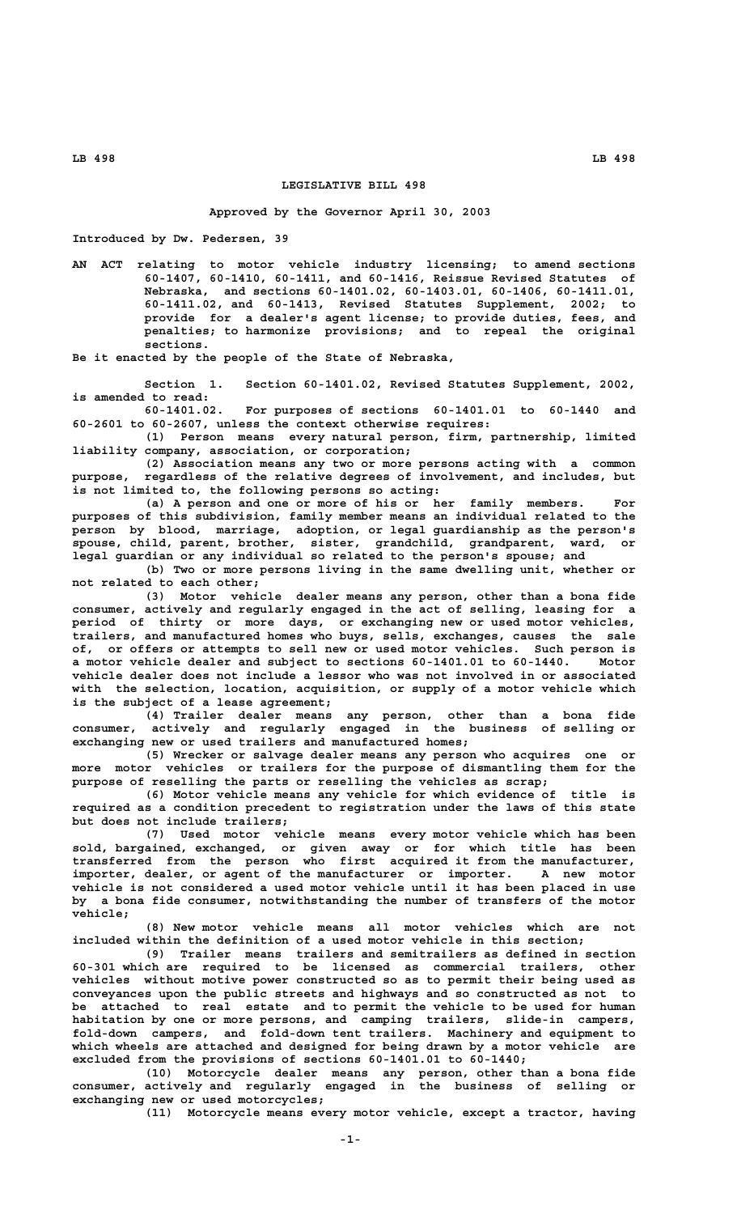# LEGISLATIVE BILL 498

Approved by the Governor April 30, 2003

Introduced by Dw. Pedersen, 39

AN ACT relating to motor vehicle industry licensing; to amend sections 60-1407, 60-1410, 60-1411, and 60-1416, Reissue Revised Statutes of Nebraska, and sections 60-1401.02, 60-1403.01, 60-1406, 60-1411.01, 60-1411.02, and 60-1413, Revised Statutes Supplement, 2002; to provide for a dealer's agent license; to provide duties, fees, and penalties; to harmonize provisions; and to repeal the original sections.

Be it enacted by the people of the State of Nebraska,

Section 1. Section 60-1401.02, Revised Statutes Supplement, 2002, is amended to read:

60-1401.02. For purposes of sections 60-1401.01 to 60-1440 and 60-2601 to 60-2607, unless the context otherwise requires:

(1) Person means every natural person, firm, partnership, limited liability company, association, or corporation;

(2) Association means any two or more persons acting with a common purpose, regardless of the relative degrees of involvement, and includes, but is not limited to, the following persons so acting:

(a) A person and one or more of his or her family members. For purposes of this subdivision, family member means an individual related to the person by blood, marriage, adoption, or legal guardianship as the person's spouse, child, parent, brother, sister, grandchild, grandparent, ward, or legal guardian or any individual so related to the person's spouse; and

(b) Two or more persons living in the same dwelling unit, whether or not related to each other;

(3) Motor vehicle dealer means any person, other than a bona fide consumer, actively and regularly engaged in the act of selling, leasing for a period of thirty or more days, or exchanging new or used motor vehicles, trailers, and manufactured homes who buys, sells, exchanges, causes the sale of, or offers or attempts to sell new or used motor vehicles. Such person is a motor vehicle dealer and subject to sections 60-1401.01 to 60-1440. Motor vehicle dealer does not include a lessor who was not involved in or associated with the selection, location, acquisition, or supply of a motor vehicle which is the subject of a lease agreement;

(4) Trailer dealer means any person, other than a bona fide consumer, actively and regularly engaged in the business of selling or exchanging new or used trailers and manufactured homes;

(5) Wrecker or salvage dealer means any person who acquires one or more motor vehicles or trailers for the purpose of dismantling them for the purpose of reselling the parts or reselling the vehicles as scrap;

(6) Motor vehicle means any vehicle for which evidence of title is required as a condition precedent to registration under the laws of this state but does not include trailers;

(7) Used motor vehicle means every motor vehicle which has been sold, bargained, exchanged, or given away or for which title has been transferred from the person who first acquired it from the manufacturer, importer, dealer, or agent of the manufacturer or importer. A new motor vehicle is not considered a used motor vehicle until it has been placed in use by a bona fide consumer, notwithstanding the number of transfers of the motor vehicle;

(8) New motor vehicle means all motor vehicles which are not included within the definition of a used motor vehicle in this section;

(9) Trailer means trailers and semitrailers as defined in section 60-301 which are required to be licensed as commercial trailers, other vehicles without motive power constructed so as to permit their being used as conveyances upon the public streets and highways and so constructed as not to be attached to real estate and to permit the vehicle to be used for human habitation by one or more persons, and camping trailers, slide-in campers, fold-down campers, and fold-down tent trailers. Machinery and equipment to which wheels are attached and designed for being drawn by a motor vehicle are excluded from the provisions of sections 60-1401.01 to 60-1440;

(10) Motorcycle dealer means any person, other than a bona fide consumer, actively and regularly engaged in the business of selling or exchanging new or used motorcycles;

(11) Motorcycle means every motor vehicle, except a tractor, having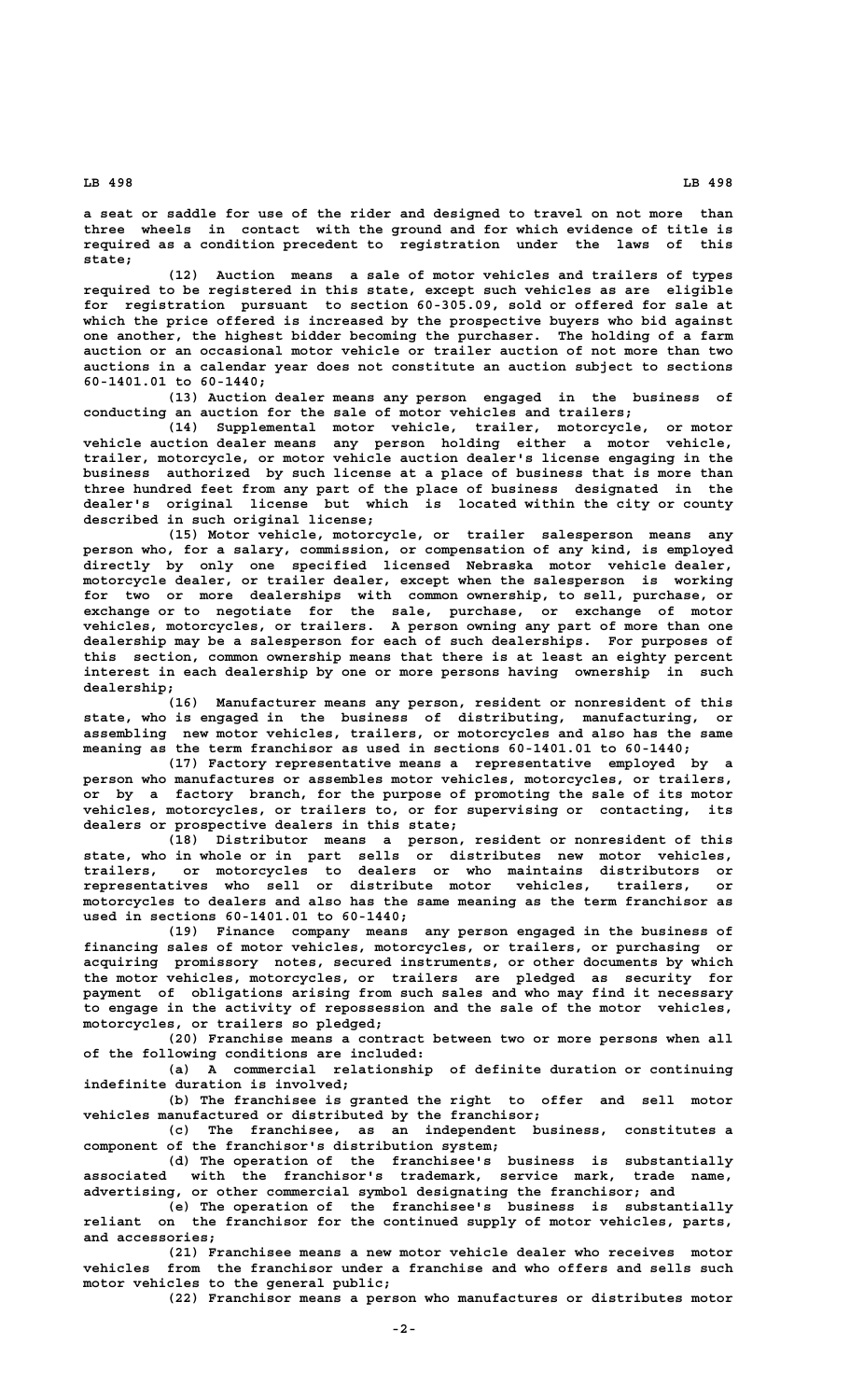a seat or saddle for use of the rider and designed to travel on not more than three wheels in contact with the ground and for which evidence of title is required as a condition precedent to registration under the laws of this state;

(12) Auction means a sale of motor vehicles and trailers of types required to be registered in this state, except such vehicles as are eligible for registration pursuant to section 60-305.09, sold or offered for sale at which the price offered is increased by the prospective buyers who bid against one another, the highest bidder becoming the purchaser. The holding of a farm auction or an occasional motor vehicle or trailer auction of not more than two auctions in a calendar year does not constitute an auction subject to sections 60-1401.01 to 60-1440;

(13) Auction dealer means any person engaged in the business of conducting an auction for the sale of motor vehicles and trailers;

(14) Supplemental motor vehicle, trailer, motorcycle, or motor vehicle auction dealer means any person holding either a motor vehicle, trailer, motorcycle, or motor vehicle auction dealer's license engaging in the business authorized by such license at a place of business that is more than three hundred feet from any part of the place of business designated in the dealer's original license but which is located within the city or county described in such original license;

(15) Motor vehicle, motorcycle, or trailer salesperson means any person who, for a salary, commission, or compensation of any kind, is employed directly by only one specified licensed Nebraska motor vehicle dealer, motorcycle dealer, or trailer dealer, except when the salesperson is working for two or more dealerships with common ownership, to sell, purchase, or exchange or to negotiate for the sale, purchase, or exchange of motor vehicles, motorcycles, or trailers. A person owning any part of more than one dealership may be a salesperson for each of such dealerships. For purposes of this section, common ownership means that there is at least an eighty percent interest in each dealership by one or more persons having ownership in such dealership;

(16) Manufacturer means any person, resident or nonresident of this state, who is engaged in the business of distributing, manufacturing, or assembling new motor vehicles, trailers, or motorcycles and also has the same meaning as the term franchisor as used in sections 60-1401.01 to 60-1440;

(17) Factory representative means a representative employed by a person who manufactures or assembles motor vehicles, motorcycles, or trailers, or by a factory branch, for the purpose of promoting the sale of its motor vehicles, motorcycles, or trailers to, or for supervising or contacting, its dealers or prospective dealers in this state;

(18) Distributor means a person, resident or nonresident of this state, who in whole or in part sells or distributes new motor vehicles, trailers, or motorcycles to dealers or who maintains distributors or representatives who sell or distribute motor vehicles, trailers, or motorcycles to dealers and also has the same meaning as the term franchisor as used in sections 60-1401.01 to 60-1440;

(19) Finance company means any person engaged in the business of financing sales of motor vehicles, motorcycles, or trailers, or purchasing or acquiring promissory notes, secured instruments, or other documents by which the motor vehicles, motorcycles, or trailers are pledged as security for payment of obligations arising from such sales and who may find it necessary to engage in the activity of repossession and the sale of the motor vehicles, motorcycles, or trailers so pledged;

(20) Franchise means a contract between two or more persons when all of the following conditions are included:

(a) A commercial relationship of definite duration or continuing indefinite duration is involved;

(b) The franchisee is granted the right to offer and sell motor vehicles manufactured or distributed by the franchisor;

(c) The franchisee, as an independent business, constitutes a component of the franchisor's distribution system;

(d) The operation of the franchisee's business is substantially associated with the franchisor's trademark, service mark, trade name, advertising, or other commercial symbol designating the franchisor; and

(e) The operation of the franchisee's business is substantially reliant on the franchisor for the continued supply of motor vehicles, parts, and accessories;

(21) Franchisee means a new motor vehicle dealer who receives motor vehicles from the franchisor under a franchise and who offers and sells such motor vehicles to the general public;

(22) Franchisor means a person who manufactures or distributes motor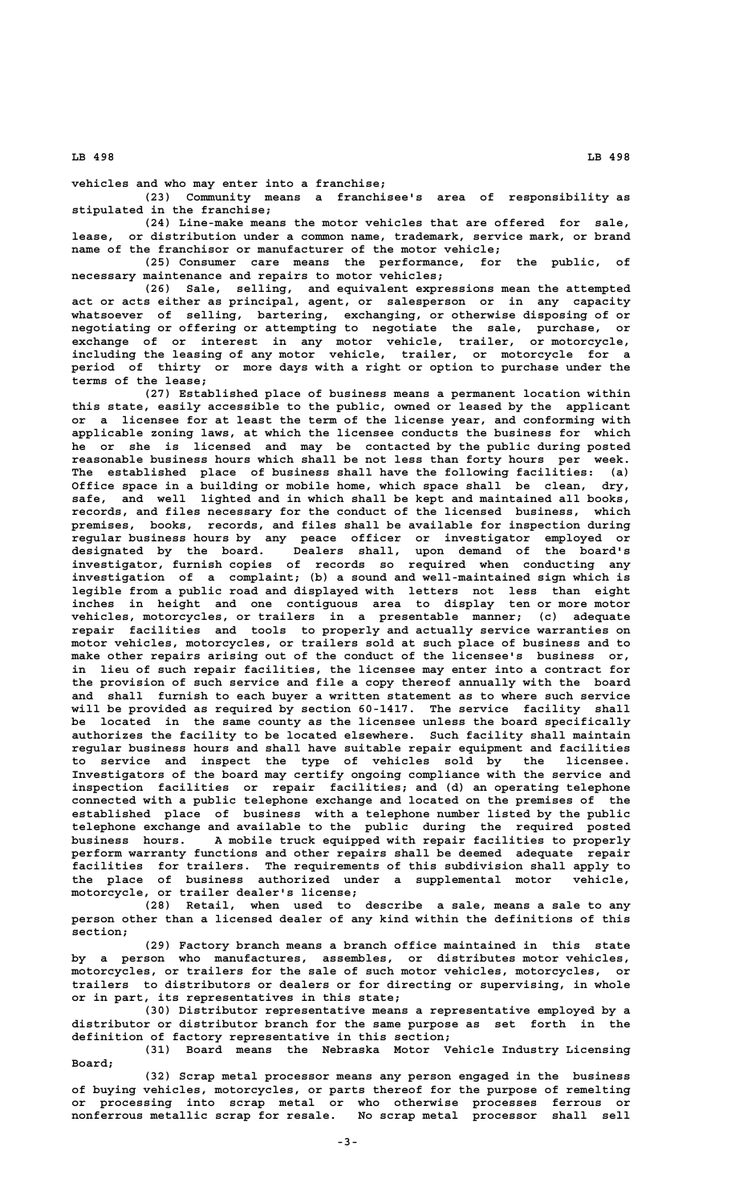vehicles and who may enter into a franchise;

(23) Community means a franchisee's area of responsibility as stipulated in the franchise;

(24) Line-make means the motor vehicles that are offered for sale, lease, or distribution under a common name, trademark, service mark, or brand name of the franchisor or manufacturer of the motor vehicle;

(25) Consumer care means the performance, for the public, of necessary maintenance and repairs to motor vehicles;

(26) Sale, selling, and equivalent expressions mean the attempted act or acts either as principal, agent, or salesperson or in any capacity whatsoever of selling, bartering, exchanging, or otherwise disposing of or negotiating or offering or attempting to negotiate the sale, purchase, or exchange of or interest in any motor vehicle, trailer, or motorcycle, including the leasing of any motor vehicle, trailer, or motorcycle for a period of thirty or more days with a right or option to purchase under the terms of the lease;

(27) Established place of business means a permanent location within this state, easily accessible to the public, owned or leased by the applicant or a licensee for at least the term of the license year, and conforming with applicable zoning laws, at which the licensee conducts the business for which he or she is licensed and may be contacted by the public during posted reasonable business hours which shall be not less than forty hours per week. The established place of business shall have the following facilities: (a) Office space in a building or mobile home, which space shall be clean, dry, safe, and well lighted and in which shall be kept and maintained all books, records, and files necessary for the conduct of the licensed business, which premises, books, records, and files shall be available for inspection during regular business hours by any peace officer or investigator employed or designated by the board. Dealers shall, upon demand of the board's investigator, furnish copies of records so required when conducting any investigation of a complaint; (b) a sound and well-maintained sign which is legible from a public road and displayed with letters not less than eight inches in height and one contiguous area to display ten or more motor vehicles, motorcycles, or trailers in a presentable manner; (c) adequate repair facilities and tools to properly and actually service warranties on motor vehicles, motorcycles, or trailers sold at such place of business and to make other repairs arising out of the conduct of the licensee's business or, in lieu of such repair facilities, the licensee may enter into a contract for the provision of such service and file a copy thereof annually with the board and shall furnish to each buyer a written statement as to where such service will be provided as required by section 60-1417. The service facility shall be located in the same county as the licensee unless the board specifically authorizes the facility to be located elsewhere. Such facility shall maintain regular business hours and shall have suitable repair equipment and facilities to service and inspect the type of vehicles sold by the licensee. Investigators of the board may certify ongoing compliance with the service and inspection facilities or repair facilities; and (d) an operating telephone connected with a public telephone exchange and located on the premises of the established place of business with a telephone number listed by the public telephone exchange and available to the public during the required posted business hours. A mobile truck equipped with repair facilities to properly perform warranty functions and other repairs shall be deemed adequate repair facilities for trailers. The requirements of this subdivision shall apply to the place of business authorized under a supplemental motor vehicle, motorcycle, or trailer dealer's license;

(28) Retail, when used to describe a sale, means a sale to any person other than a licensed dealer of any kind within the definitions of this section;

(29) Factory branch means a branch office maintained in this state by a person who manufactures, assembles, or distributes motor vehicles, motorcycles, or trailers for the sale of such motor vehicles, motorcycles, or trailers to distributors or dealers or for directing or supervising, in whole or in part, its representatives in this state;

(30) Distributor representative means a representative employed by a distributor or distributor branch for the same purpose as set forth in the definition of factory representative in this section;

(31) Board means the Nebraska Motor Vehicle Industry Licensing Board;

(32) Scrap metal processor means any person engaged in the business of buying vehicles, motorcycles, or parts thereof for the purpose of remelting or processing into scrap metal or who otherwise processes ferrous or nonferrous metallic scrap for resale. No scrap metal processor shall sell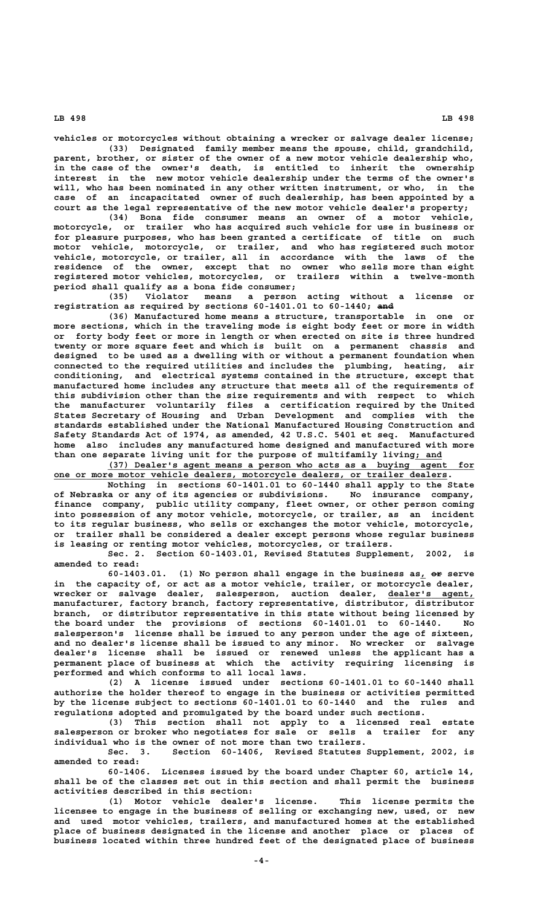vehicles or motorcycles without obtaining a wrecker or salvage dealer license;

(33) Designated family member means the spouse, child, grandchild, parent, brother, or sister of the owner of a new motor vehicle dealership who, in the case of the owner's death, is entitled to inherit the ownership interest in the new motor vehicle dealership under the terms of the owner's will, who has been nominated in any other written instrument, or who, in the case of an incapacitated owner of such dealership, has been appointed by a court as the legal representative of the new motor vehicle dealer's property;

(34) Bona fide consumer means an owner of a motor vehicle, motorcycle, or trailer who has acquired such vehicle for use in business or for pleasure purposes, who has been granted a certificate of title on such motor vehicle, motorcycle, or trailer, and who has registered such motor vehicle, motorcycle, or trailer, all in accordance with the laws of the residence of the owner, except that no owner who sells more than eight registered motor vehicles, motorcycles, or trailers within a twelve-month period shall qualify as a bona fide consumer;

(35) Violator means a person acting without a license or registration as required by sections 60-1401.01 to 60-1440; ~~and~~

(36) Manufactured home means a structure, transportable in one or more sections, which in the traveling mode is eight body feet or more in width or forty body feet or more in length or when erected on site is three hundred twenty or more square feet and which is built on a permanent chassis and designed to be used as a dwelling with or without a permanent foundation when connected to the required utilities and includes the plumbing, heating, air conditioning, and electrical systems contained in the structure, except that manufactured home includes any structure that meets all of the requirements of this subdivision other than the size requirements and with respect to which the manufacturer voluntarily files a certification required by the United States Secretary of Housing and Urban Development and complies with the standards established under the National Manufactured Housing Construction and Safety Standards Act of 1974, as amended, 42 U.S.C. 5401 et seq. Manufactured home also includes any manufactured home designed and manufactured with more than one separate living unit for the purpose of multifamily living; and

(37) Dealer's agent means a person who acts as a buying agent for one or more motor vehicle dealers, motorcycle dealers, or trailer dealers.

Nothing in sections 60-1401.01 to 60-1440 shall apply to the State of Nebraska or any of its agencies or subdivisions. No insurance company, finance company, public utility company, fleet owner, or other person coming into possession of any motor vehicle, motorcycle, or trailer, as an incident to its regular business, who sells or exchanges the motor vehicle, motorcycle, or trailer shall be considered a dealer except persons whose regular business is leasing or renting motor vehicles, motorcycles, or trailers.

Sec. 2. Section 60-1403.01, Revised Statutes Supplement, 2002, is amended to read:

60-1403.01. (1) No person shall engage in the business as, ~~or~~ serve in the capacity of, or act as a motor vehicle, trailer, or motorcycle dealer, wrecker or salvage dealer, salesperson, auction dealer, dealer's agent, manufacturer, factory branch, factory representative, distributor, distributor branch, or distributor representative in this state without being licensed by the board under the provisions of sections 60-1401.01 to 60-1440. No salesperson's license shall be issued to any person under the age of sixteen, and no dealer's license shall be issued to any minor. No wrecker or salvage dealer's license shall be issued or renewed unless the applicant has a permanent place of business at which the activity requiring licensing is performed and which conforms to all local laws.

(2) A license issued under sections 60-1401.01 to 60-1440 shall authorize the holder thereof to engage in the business or activities permitted by the license subject to sections 60-1401.01 to 60-1440 and the rules and regulations adopted and promulgated by the board under such sections.

(3) This section shall not apply to a licensed real estate salesperson or broker who negotiates for sale or sells a trailer for any individual who is the owner of not more than two trailers.

Sec. 3. Section 60-1406, Revised Statutes Supplement, 2002, is amended to read:

60-1406. Licenses issued by the board under Chapter 60, article 14, shall be of the classes set out in this section and shall permit the business activities described in this section:

(1) Motor vehicle dealer's license. This license permits the licensee to engage in the business of selling or exchanging new, used, or new and used motor vehicles, trailers, and manufactured homes at the established place of business designated in the license and another place or places of business located within three hundred feet of the designated place of business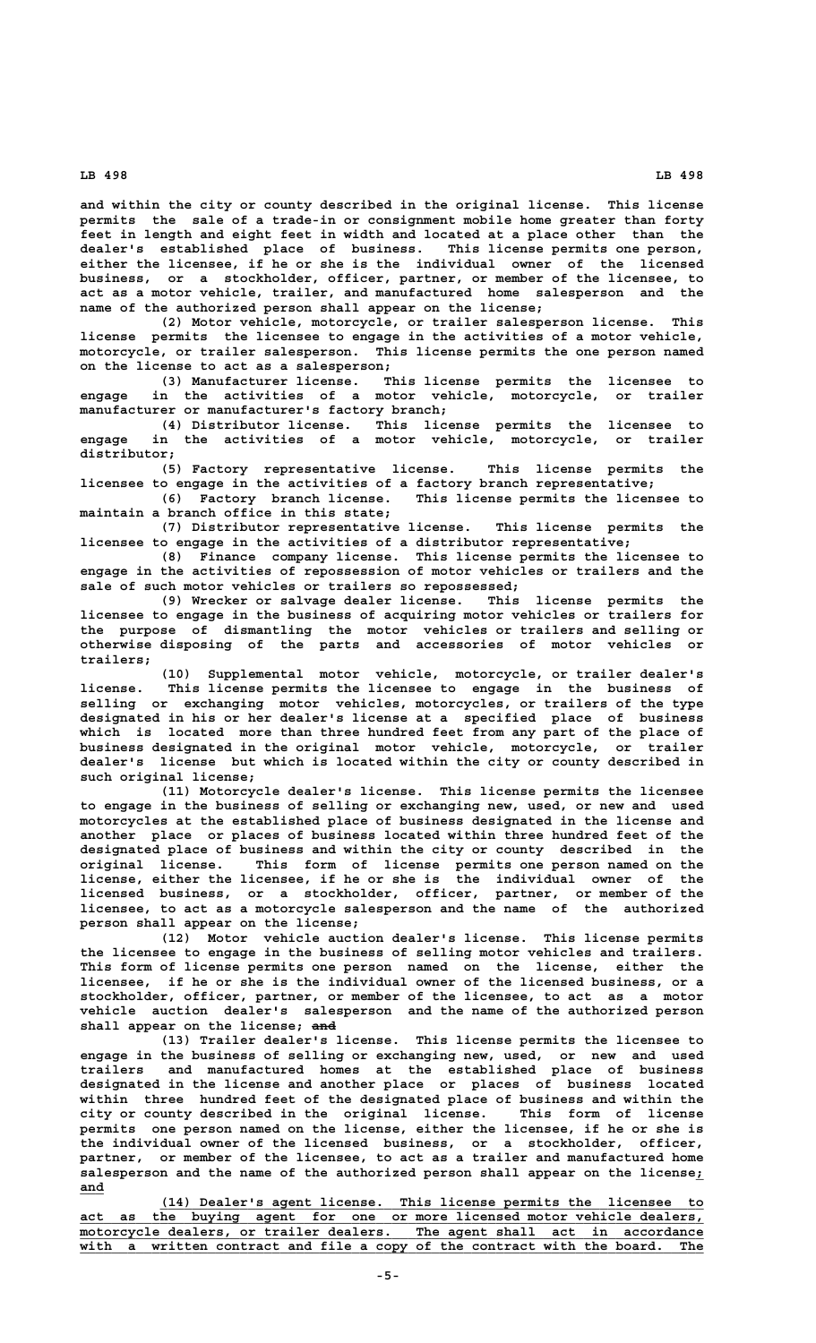and within the city or county described in the original license. This license permits the sale of a trade-in or consignment mobile home greater than forty feet in length and eight feet in width and located at a place other than the dealer's established place of business. This license permits one person, either the licensee, if he or she is the individual owner of the licensed business, or a stockholder, officer, partner, or member of the licensee, to act as a motor vehicle, trailer, and manufactured home salesperson and the name of the authorized person shall appear on the license;

(2) Motor vehicle, motorcycle, or trailer salesperson license. This license permits the licensee to engage in the activities of a motor vehicle, motorcycle, or trailer salesperson. This license permits the one person named on the license to act as a salesperson;

(3) Manufacturer license. This license permits the licensee to engage in the activities of a motor vehicle, motorcycle, or trailer manufacturer or manufacturer's factory branch;

(4) Distributor license. This license permits the licensee to engage in the activities of a motor vehicle, motorcycle, or trailer distributor;

(5) Factory representative license. This license permits the licensee to engage in the activities of a factory branch representative;

(6) Factory branch license. This license permits the licensee to maintain a branch office in this state;

(7) Distributor representative license. This license permits the licensee to engage in the activities of a distributor representative;

(8) Finance company license. This license permits the licensee to engage in the activities of repossession of motor vehicles or trailers and the sale of such motor vehicles or trailers so repossessed;

(9) Wrecker or salvage dealer license. This license permits the licensee to engage in the business of acquiring motor vehicles or trailers for the purpose of dismantling the motor vehicles or trailers and selling or otherwise disposing of the parts and accessories of motor vehicles or trailers;

(10) Supplemental motor vehicle, motorcycle, or trailer dealer's license. This license permits the licensee to engage in the business of selling or exchanging motor vehicles, motorcycles, or trailers of the type designated in his or her dealer's license at a specified place of business which is located more than three hundred feet from any part of the place of business designated in the original motor vehicle, motorcycle, or trailer dealer's license but which is located within the city or county described in such original license;

(11) Motorcycle dealer's license. This license permits the licensee to engage in the business of selling or exchanging new, used, or new and used motorcycles at the established place of business designated in the license and another place or places of business located within three hundred feet of the designated place of business and within the city or county described in the original license. This form of license permits one person named on the license, either the licensee, if he or she is the individual owner of the licensed business, or a stockholder, officer, partner, or member of the licensee, to act as a motorcycle salesperson and the name of the authorized person shall appear on the license;

(12) Motor vehicle auction dealer's license. This license permits the licensee to engage in the business of selling motor vehicles and trailers. This form of license permits one person named on the license, either the licensee, if he or she is the individual owner of the licensed business, or a stockholder, officer, partner, or member of the licensee, to act as a motor vehicle auction dealer's salesperson and the name of the authorized person shall appear on the license; ~~and~~

(13) Trailer dealer's license. This license permits the licensee to engage in the business of selling or exchanging new, used, or new and used trailers and manufactured homes at the established place of business designated in the license and another place or places of business located within three hundred feet of the designated place of business and within the city or county described in the original license. This form of license permits one person named on the license, either the licensee, if he or she is the individual owner of the licensed business, or a stockholder, officer, partner, or member of the licensee, to act as a trailer and manufactured home salesperson and the name of the authorized person shall appear on the license; and

(14) Dealer's agent license. This license permits the licensee to act as the buying agent for one or more licensed motor vehicle dealers, motorcycle dealers, or trailer dealers. The agent shall act in accordance with a written contract and file a copy of the contract with the board. The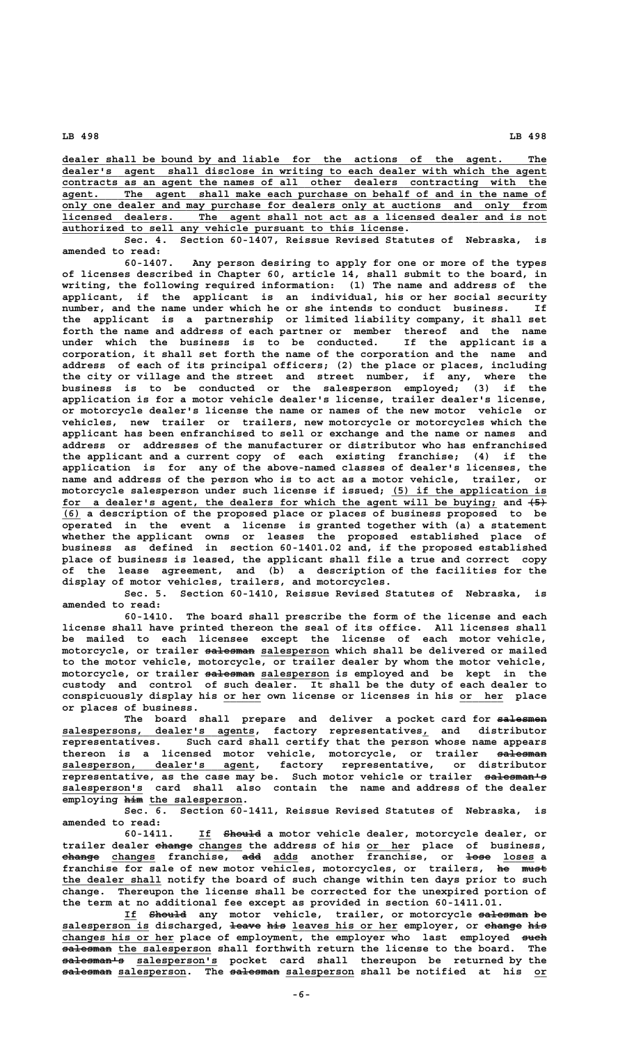dealer shall be bound by and liable for the actions of the agent. The dealer's agent shall disclose in writing to each dealer with which the agent contracts as an agent the names of all other dealers contracting with the agent. The agent shall make each purchase on behalf of and in the name of only one dealer and may purchase for dealers only at auctions and only from licensed dealers. The agent shall not act as a licensed dealer and is not authorized to sell any vehicle pursuant to this license.

Sec. 4. Section 60-1407, Reissue Revised Statutes of Nebraska, is amended to read:

60-1407. Any person desiring to apply for one or more of the types of licenses described in Chapter 60, article 14, shall submit to the board, in writing, the following required information: (1) The name and address of the applicant, if the applicant is an individual, his or her social security number, and the name under which he or she intends to conduct business. If the applicant is a partnership or limited liability company, it shall set forth the name and address of each partner or member thereof and the name under which the business is to be conducted. If the applicant is a corporation, it shall set forth the name of the corporation and the name and address of each of its principal officers; (2) the place or places, including the city or village and the street and street number, if any, where the business is to be conducted or the salesperson employed; (3) if the application is for a motor vehicle dealer's license, trailer dealer's license, or motorcycle dealer's license the name or names of the new motor vehicle or vehicles, new trailer or trailers, new motorcycle or motorcycles which the applicant has been enfranchised to sell or exchange and the name or names and address or addresses of the manufacturer or distributor who has enfranchised the applicant and a current copy of each existing franchise; (4) if the application is for any of the above-named classes of dealer's licenses, the name and address of the person who is to act as a motor vehicle, trailer, or motorcycle salesperson under such license if issued; (5) if the application is for a dealer's agent, the dealers for which the agent will be buying; and ~~(5)~~ (6) a description of the proposed place or places of business proposed to be operated in the event a license is granted together with (a) a statement whether the applicant owns or leases the proposed established place of business as defined in section 60-1401.02 and, if the proposed established place of business is leased, the applicant shall file a true and correct copy of the lease agreement, and (b) a description of the facilities for the display of motor vehicles, trailers, and motorcycles.

Sec. 5. Section 60-1410, Reissue Revised Statutes of Nebraska, is amended to read:

60-1410. The board shall prescribe the form of the license and each license shall have printed thereon the seal of its office. All licenses shall be mailed to each licensee except the license of each motor vehicle, motorcycle, or trailer ~~salesman~~ salesperson which shall be delivered or mailed to the motor vehicle, motorcycle, or trailer dealer by whom the motor vehicle, motorcycle, or trailer ~~salesman~~ salesperson is employed and be kept in the custody and control of such dealer. It shall be the duty of each dealer to conspicuously display his or her own license or licenses in his or her place or places of business.

The board shall prepare and deliver a pocket card for ~~salesmen~~ salespersons, dealer's agents, factory representatives, and distributor representatives. Such card shall certify that the person whose name appears thereon is a licensed motor vehicle, motorcycle, or trailer ~~salesman~~ salesperson, dealer's agent, factory representative, or distributor representative, as the case may be. Such motor vehicle or trailer ~~salesman's~~ salesperson's card shall also contain the name and address of the dealer employing ~~him~~ the salesperson.

Sec. 6. Section 60-1411, Reissue Revised Statutes of Nebraska, is amended to read:

60-1411. If ~~Should~~ a motor vehicle dealer, motorcycle dealer, or trailer dealer ~~change~~ changes the address of his or her place of business, ~~change~~ changes franchise, ~~add~~ adds another franchise, or ~~lose~~ loses a franchise for sale of new motor vehicles, motorcycles, or trailers, ~~he must~~ the dealer shall notify the board of such change within ten days prior to such change. Thereupon the license shall be corrected for the unexpired portion of the term at no additional fee except as provided in section 60-1411.01.

If ~~Should~~ any motor vehicle, trailer, or motorcycle ~~salesman be~~ salesperson is discharged, ~~leave his~~ leaves his or her employer, or ~~change his~~ changes his or her place of employment, the employer who last employed ~~such salesman~~ the salesperson shall forthwith return the license to the board. The ~~salesman's~~ salesperson's pocket card shall thereupon be returned by the ~~salesman~~ salesperson. The ~~salesman~~ salesperson shall be notified at his or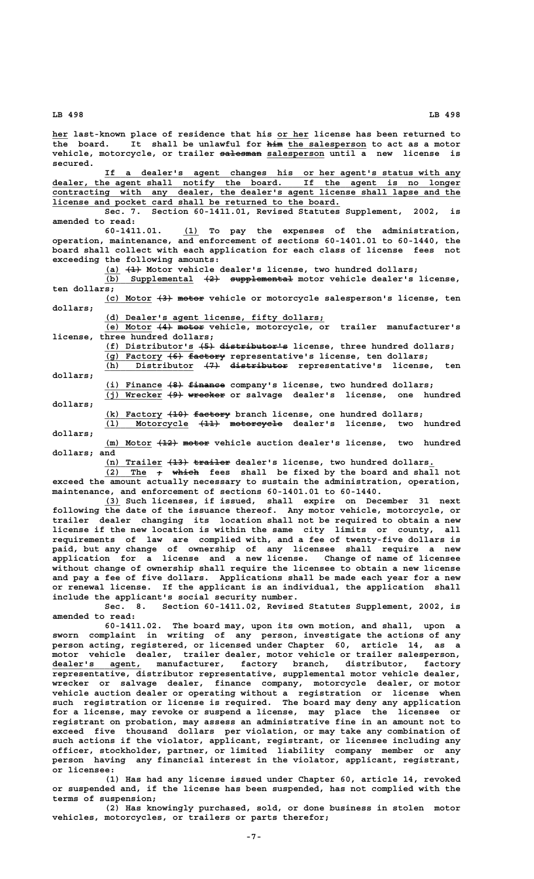her last-known place of residence that his or her license has been returned to the board. It shall be unlawful for ~~him~~ the salesperson to act as a motor vehicle, motorcycle, or trailer ~~salesman~~ salesperson until a new license is secured.

If a dealer's agent changes his or her agent's status with any dealer, the agent shall notify the board. If the agent is no longer contracting with any dealer, the dealer's agent license shall lapse and the license and pocket card shall be returned to the board.

Sec. 7. Section 60-1411.01, Revised Statutes Supplement, 2002, is amended to read:

60-1411.01. (1) To pay the expenses of the administration, operation, maintenance, and enforcement of sections 60-1401.01 to 60-1440, the board shall collect with each application for each class of license fees not exceeding the following amounts:

(a) ~~(1)~~ Motor vehicle dealer's license, two hundred dollars;

(b) Supplemental ~~(2) supplemental~~ motor vehicle dealer's license, ten dollars;

(c) Motor ~~(3) motor~~ vehicle or motorcycle salesperson's license, ten dollars;

(d) Dealer's agent license, fifty dollars;

(e) Motor ~~(4) motor~~ vehicle, motorcycle, or trailer manufacturer's license, three hundred dollars;

(f) Distributor's ~~(5) distributor's~~ license, three hundred dollars;

(g) Factory ~~(6) factory~~ representative's license, ten dollars;

(h) Distributor ~~(7) distributor~~ representative's license, ten dollars;

(i) Finance ~~(8) finance~~ company's license, two hundred dollars;

(j) Wrecker ~~(9) wrecker~~ or salvage dealer's license, one hundred dollars;

(k) Factory ~~(10) factory~~ branch license, one hundred dollars;

(l) Motorcycle ~~(11) motorcycle~~ dealer's license, two hundred dollars;

(m) Motor ~~(12) motor~~ vehicle auction dealer's license, two hundred dollars; and

(n) Trailer ~~(13) trailer~~ dealer's license, two hundred dollars.

(2) The ~~, which~~ fees shall be fixed by the board and shall not exceed the amount actually necessary to sustain the administration, operation, maintenance, and enforcement of sections 60-1401.01 to 60-1440.

(3) Such licenses, if issued, shall expire on December 31 next following the date of the issuance thereof. Any motor vehicle, motorcycle, or trailer dealer changing its location shall not be required to obtain a new license if the new location is within the same city limits or county, all requirements of law are complied with, and a fee of twenty-five dollars is paid, but any change of ownership of any licensee shall require a new application for a license and a new license. Change of name of licensee without change of ownership shall require the licensee to obtain a new license and pay a fee of five dollars. Applications shall be made each year for a new or renewal license. If the applicant is an individual, the application shall include the applicant's social security number.

Sec. 8. Section 60-1411.02, Revised Statutes Supplement, 2002, is amended to read:

60-1411.02. The board may, upon its own motion, and shall, upon a sworn complaint in writing of any person, investigate the actions of any person acting, registered, or licensed under Chapter 60, article 14, as a motor vehicle dealer, trailer dealer, motor vehicle or trailer salesperson, dealer's agent, manufacturer, factory branch, distributor, factory representative, distributor representative, supplemental motor vehicle dealer, wrecker or salvage dealer, finance company, motorcycle dealer, or motor vehicle auction dealer or operating without a registration or license when such registration or license is required. The board may deny any application for a license, may revoke or suspend a license, may place the licensee or registrant on probation, may assess an administrative fine in an amount not to exceed five thousand dollars per violation, or may take any combination of such actions if the violator, applicant, registrant, or licensee including any officer, stockholder, partner, or limited liability company member or any person having any financial interest in the violator, applicant, registrant, or licensee:

(1) Has had any license issued under Chapter 60, article 14, revoked or suspended and, if the license has been suspended, has not complied with the terms of suspension;

(2) Has knowingly purchased, sold, or done business in stolen motor vehicles, motorcycles, or trailers or parts therefor;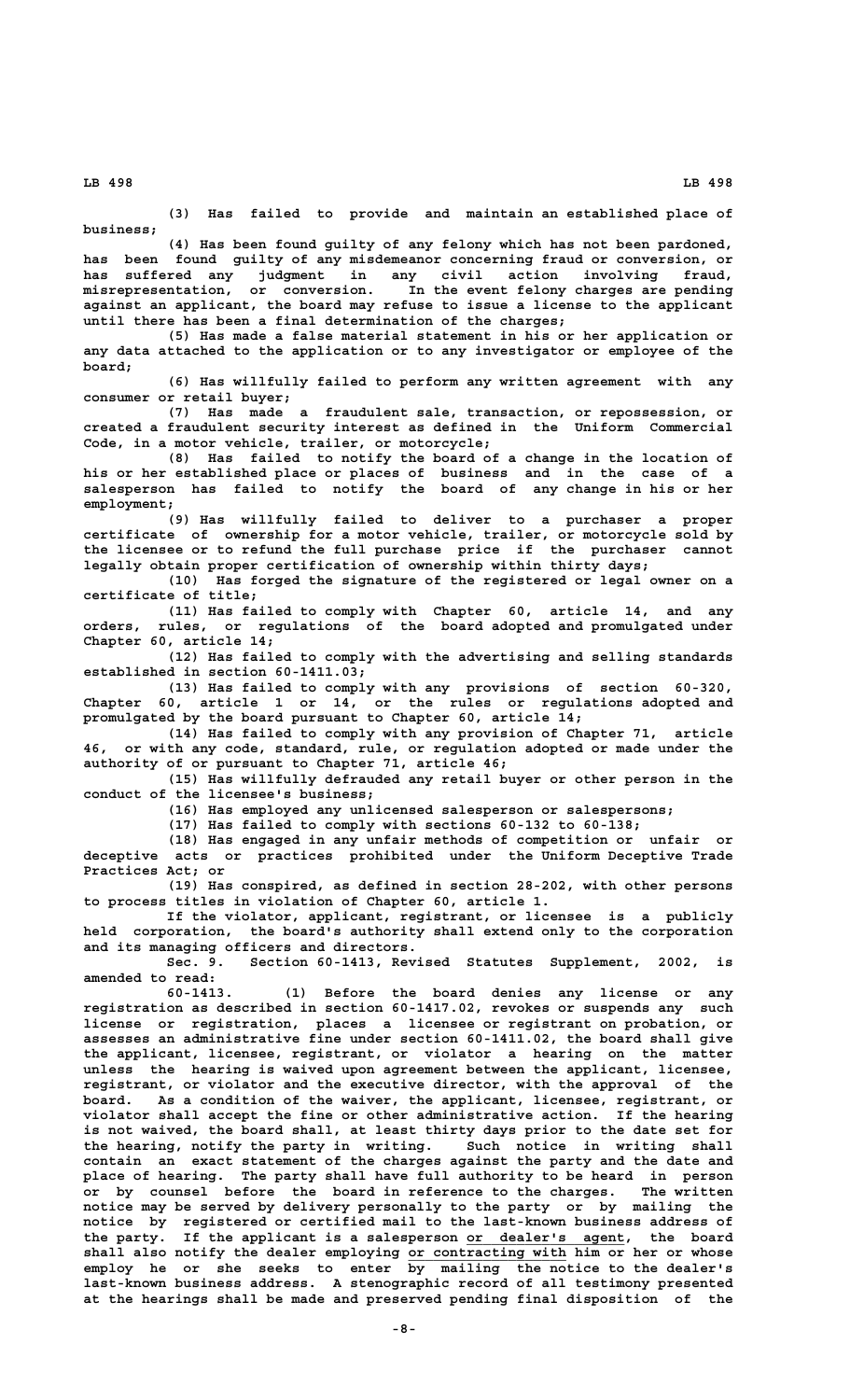(3) Has failed to provide and maintain an established place of business;

(4) Has been found guilty of any felony which has not been pardoned, has been found guilty of any misdemeanor concerning fraud or conversion, or has suffered any judgment in any civil action involving fraud, misrepresentation, or conversion. In the event felony charges are pending against an applicant, the board may refuse to issue a license to the applicant until there has been a final determination of the charges;

(5) Has made a false material statement in his or her application or any data attached to the application or to any investigator or employee of the board;

(6) Has willfully failed to perform any written agreement with any consumer or retail buyer;

(7) Has made a fraudulent sale, transaction, or repossession, or created a fraudulent security interest as defined in the Uniform Commercial Code, in a motor vehicle, trailer, or motorcycle;

(8) Has failed to notify the board of a change in the location of his or her established place or places of business and in the case of a salesperson has failed to notify the board of any change in his or her employment;

(9) Has willfully failed to deliver to a purchaser a proper certificate of ownership for a motor vehicle, trailer, or motorcycle sold by the licensee or to refund the full purchase price if the purchaser cannot legally obtain proper certification of ownership within thirty days;

(10) Has forged the signature of the registered or legal owner on a certificate of title;

(11) Has failed to comply with Chapter 60, article 14, and any orders, rules, or regulations of the board adopted and promulgated under Chapter 60, article 14;

(12) Has failed to comply with the advertising and selling standards established in section 60-1411.03;

(13) Has failed to comply with any provisions of section 60-320, Chapter 60, article 1 or 14, or the rules or regulations adopted and promulgated by the board pursuant to Chapter 60, article 14;

(14) Has failed to comply with any provision of Chapter 71, article 46, or with any code, standard, rule, or regulation adopted or made under the authority of or pursuant to Chapter 71, article 46;

(15) Has willfully defrauded any retail buyer or other person in the conduct of the licensee's business;

(16) Has employed any unlicensed salesperson or salespersons;

(17) Has failed to comply with sections 60-132 to 60-138;

(18) Has engaged in any unfair methods of competition or unfair or deceptive acts or practices prohibited under the Uniform Deceptive Trade Practices Act; or

(19) Has conspired, as defined in section 28-202, with other persons to process titles in violation of Chapter 60, article 1.

If the violator, applicant, registrant, or licensee is a publicly held corporation, the board's authority shall extend only to the corporation and its managing officers and directors.

Sec. 9. Section 60-1413, Revised Statutes Supplement, 2002, is amended to read:

60-1413. (1) Before the board denies any license or any registration as described in section 60-1417.02, revokes or suspends any such license or registration, places a licensee or registrant on probation, or assesses an administrative fine under section 60-1411.02, the board shall give the applicant, licensee, registrant, or violator a hearing on the matter unless the hearing is waived upon agreement between the applicant, licensee, registrant, or violator and the executive director, with the approval of the board. As a condition of the waiver, the applicant, licensee, registrant, or violator shall accept the fine or other administrative action. If the hearing is not waived, the board shall, at least thirty days prior to the date set for the hearing, notify the party in writing. Such notice in writing shall contain an exact statement of the charges against the party and the date and place of hearing. The party shall have full authority to be heard in person or by counsel before the board in reference to the charges. The written notice may be served by delivery personally to the party or by mailing the notice by registered or certified mail to the last-known business address of the party. If the applicant is a salesperson <u>or dealer's agent</u>, the board shall also notify the dealer employing <u>or contracting with</u> him or her or whose employ he or she seeks to enter by mailing the notice to the dealer's last-known business address. A stenographic record of all testimony presented at the hearings shall be made and preserved pending final disposition of the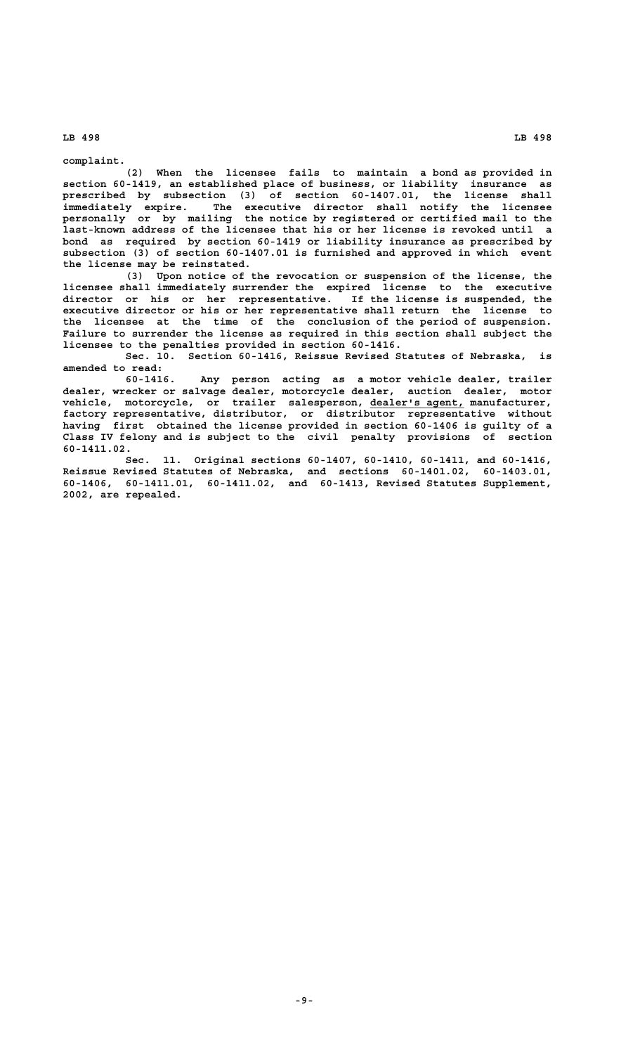complaint.

(2) When the licensee fails to maintain a bond as provided in section 60-1419, an established place of business, or liability insurance as prescribed by subsection (3) of section 60-1407.01, the license shall immediately expire. The executive director shall notify the licensee personally or by mailing the notice by registered or certified mail to the last-known address of the licensee that his or her license is revoked until a bond as required by section 60-1419 or liability insurance as prescribed by subsection (3) of section 60-1407.01 is furnished and approved in which event the license may be reinstated.

(3) Upon notice of the revocation or suspension of the license, the licensee shall immediately surrender the expired license to the executive director or his or her representative. If the license is suspended, the executive director or his or her representative shall return the license to the licensee at the time of the conclusion of the period of suspension. Failure to surrender the license as required in this section shall subject the licensee to the penalties provided in section 60-1416.

Sec. 10. Section 60-1416, Reissue Revised Statutes of Nebraska, is amended to read:

60-1416. Any person acting as a motor vehicle dealer, trailer dealer, wrecker or salvage dealer, motorcycle dealer, auction dealer, motor vehicle, motorcycle, or trailer salesperson, dealer's agent, manufacturer, factory representative, distributor, or distributor representative without having first obtained the license provided in section 60-1406 is guilty of a Class IV felony and is subject to the civil penalty provisions of section 60-1411.02.

Sec. 11. Original sections 60-1407, 60-1410, 60-1411, and 60-1416, Reissue Revised Statutes of Nebraska, and sections 60-1401.02, 60-1403.01, 60-1406, 60-1411.01, 60-1411.02, and 60-1413, Revised Statutes Supplement, 2002, are repealed.